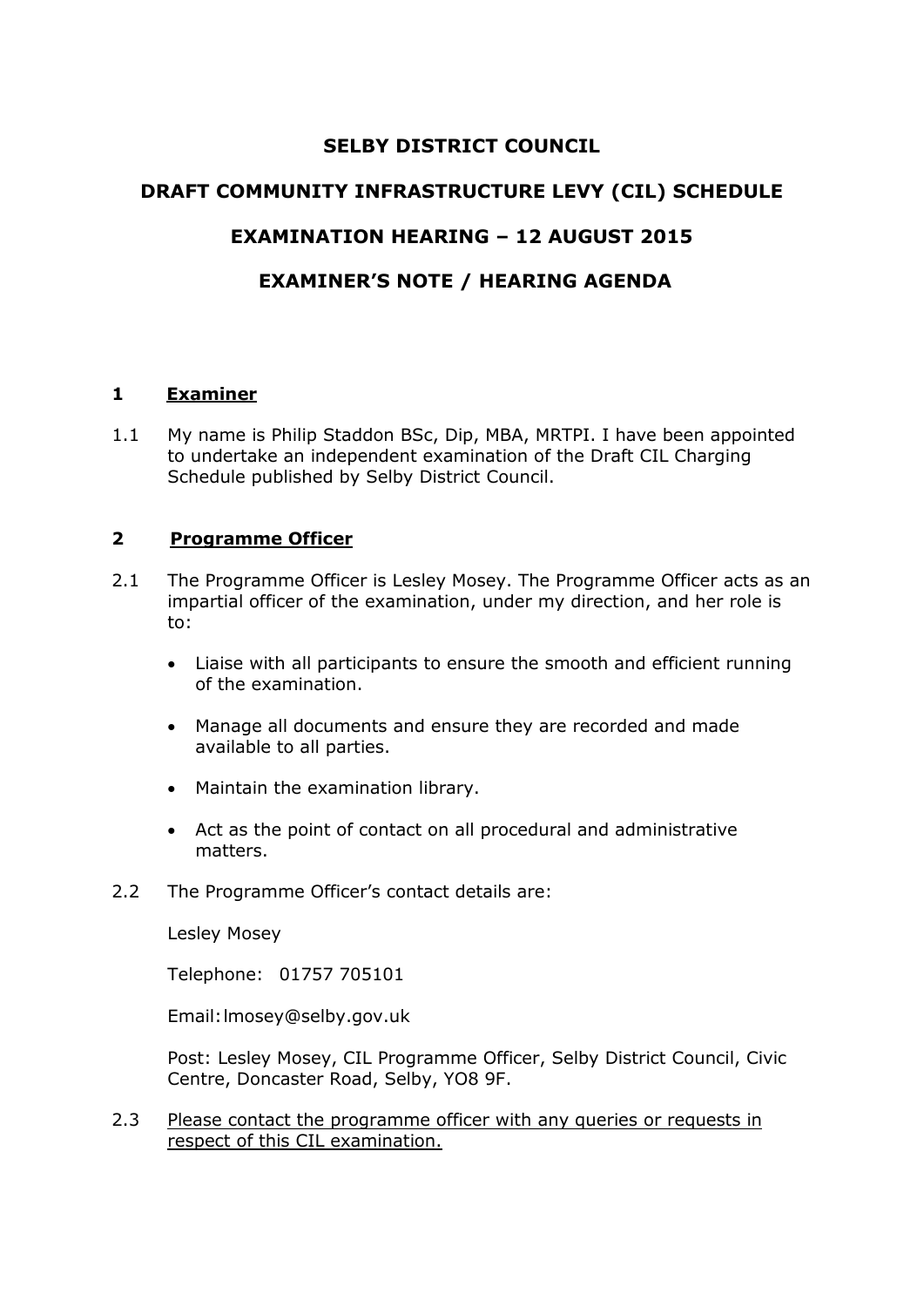# SELBY DISTRICT COUNCIL

# DRAFT COMMUNITY INFRASTRUCTURE LEVY (CIL) SCHEDULE

# EXAMINATION HEARING – 12 AUGUST 2015

# EXAMINER'S NOTE / HEARING AGENDA

## 1 Examiner

1.1 My name is Philip Staddon BSc, Dip, MBA, MRTPI. I have been appointed to undertake an independent examination of the Draft CIL Charging Schedule published by Selby District Council.

## 2 Programme Officer

2.1 The Programme Officer is Lesley Mosey. The Programme Officer acts as an impartial officer of the examination, under my direction, and her role is to:

- Liaise with all participants to ensure the smooth and efficient running of the examination.
- Manage all documents and ensure they are recorded and made available to all parties.
- Maintain the examination library.
- Act as the point of contact on all procedural and administrative matters.

2.2 The Programme Officer's contact details are:

Lesley Mosey

Telephone: 01757 705101

Email: lmosey@selby.gov.uk

Post: Lesley Mosey, CIL Programme Officer, Selby District Council, Civic Centre, Doncaster Road, Selby, YO8 9F.

2.3 Please contact the programme officer with any queries or requests in respect of this CIL examination.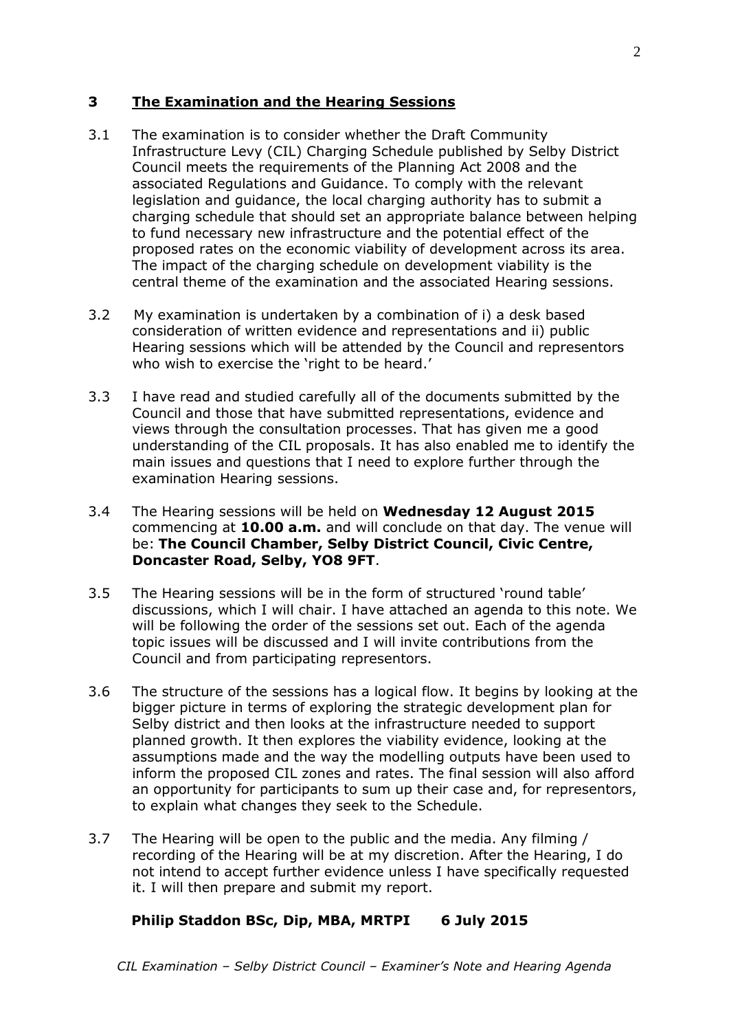## 3 The Examination and the Hearing Sessions

3.1 The examination is to consider whether the Draft Community Infrastructure Levy (CIL) Charging Schedule published by Selby District Council meets the requirements of the Planning Act 2008 and the associated Regulations and Guidance. To comply with the relevant legislation and guidance, the local charging authority has to submit a charging schedule that should set an appropriate balance between helping to fund necessary new infrastructure and the potential effect of the proposed rates on the economic viability of development across its area. The impact of the charging schedule on development viability is the central theme of the examination and the associated Hearing sessions.

3.2 My examination is undertaken by a combination of i) a desk based consideration of written evidence and representations and ii) public Hearing sessions which will be attended by the Council and representors who wish to exercise the 'right to be heard.'

3.3 I have read and studied carefully all of the documents submitted by the Council and those that have submitted representations, evidence and views through the consultation processes. That has given me a good understanding of the CIL proposals. It has also enabled me to identify the main issues and questions that I need to explore further through the examination Hearing sessions.

3.4 The Hearing sessions will be held on **Wednesday 12 August 2015** commencing at **10.00 a.m.** and will conclude on that day. The venue will be: **The Council Chamber, Selby District Council, Civic Centre, Doncaster Road, Selby, YO8 9FT**.

3.5 The Hearing sessions will be in the form of structured 'round table' discussions, which I will chair. I have attached an agenda to this note. We will be following the order of the sessions set out. Each of the agenda topic issues will be discussed and I will invite contributions from the Council and from participating representors.

3.6 The structure of the sessions has a logical flow. It begins by looking at the bigger picture in terms of exploring the strategic development plan for Selby district and then looks at the infrastructure needed to support planned growth. It then explores the viability evidence, looking at the assumptions made and the way the modelling outputs have been used to inform the proposed CIL zones and rates. The final session will also afford an opportunity for participants to sum up their case and, for representors, to explain what changes they seek to the Schedule.

3.7 The Hearing will be open to the public and the media. Any filming / recording of the Hearing will be at my discretion. After the Hearing, I do not intend to accept further evidence unless I have specifically requested it. I will then prepare and submit my report.

**Philip Staddon BSc, Dip, MBA, MRTPI 6 July 2015**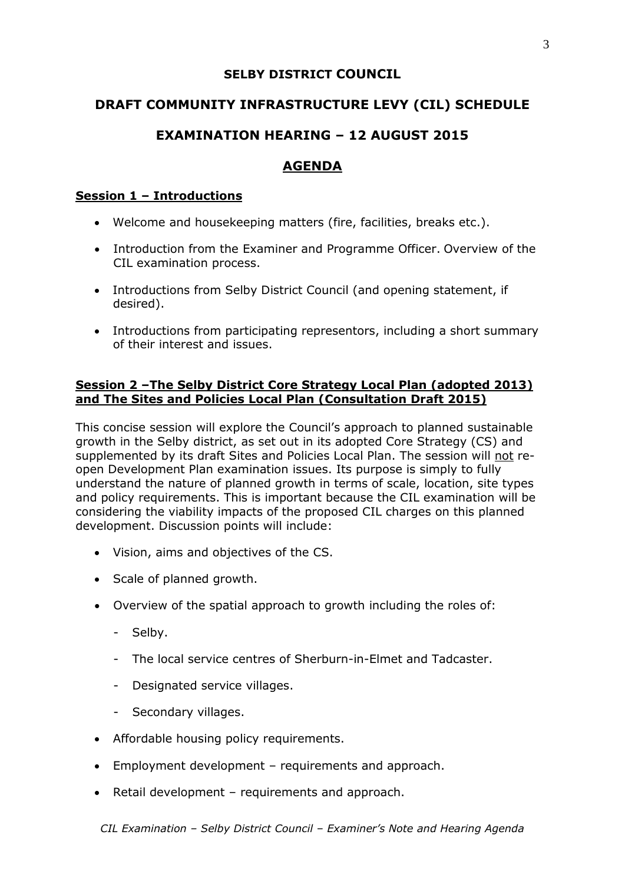**SELBY DISTRICT COUNCIL**

# DRAFT COMMUNITY INFRASTRUCTURE LEVY (CIL) SCHEDULE

## EXAMINATION HEARING – 12 AUGUST 2015

## AGENDA

### Session 1 – Introductions

- Welcome and housekeeping matters (fire, facilities, breaks etc.).
- Introduction from the Examiner and Programme Officer. Overview of the CIL examination process.
- Introductions from Selby District Council (and opening statement, if desired).
- Introductions from participating representors, including a short summary of their interest and issues.

### Session 2 –The Selby District Core Strategy Local Plan (adopted 2013) and The Sites and Policies Local Plan (Consultation Draft 2015)

This concise session will explore the Council's approach to planned sustainable growth in the Selby district, as set out in its adopted Core Strategy (CS) and supplemented by its draft Sites and Policies Local Plan. The session will not re-open Development Plan examination issues. Its purpose is simply to fully understand the nature of planned growth in terms of scale, location, site types and policy requirements. This is important because the CIL examination will be considering the viability impacts of the proposed CIL charges on this planned development. Discussion points will include:

- Vision, aims and objectives of the CS.
- Scale of planned growth.
- Overview of the spatial approach to growth including the roles of:
  - Selby.
  - The local service centres of Sherburn-in-Elmet and Tadcaster.
  - Designated service villages.
  - Secondary villages.
- Affordable housing policy requirements.
- Employment development – requirements and approach.
- Retail development – requirements and approach.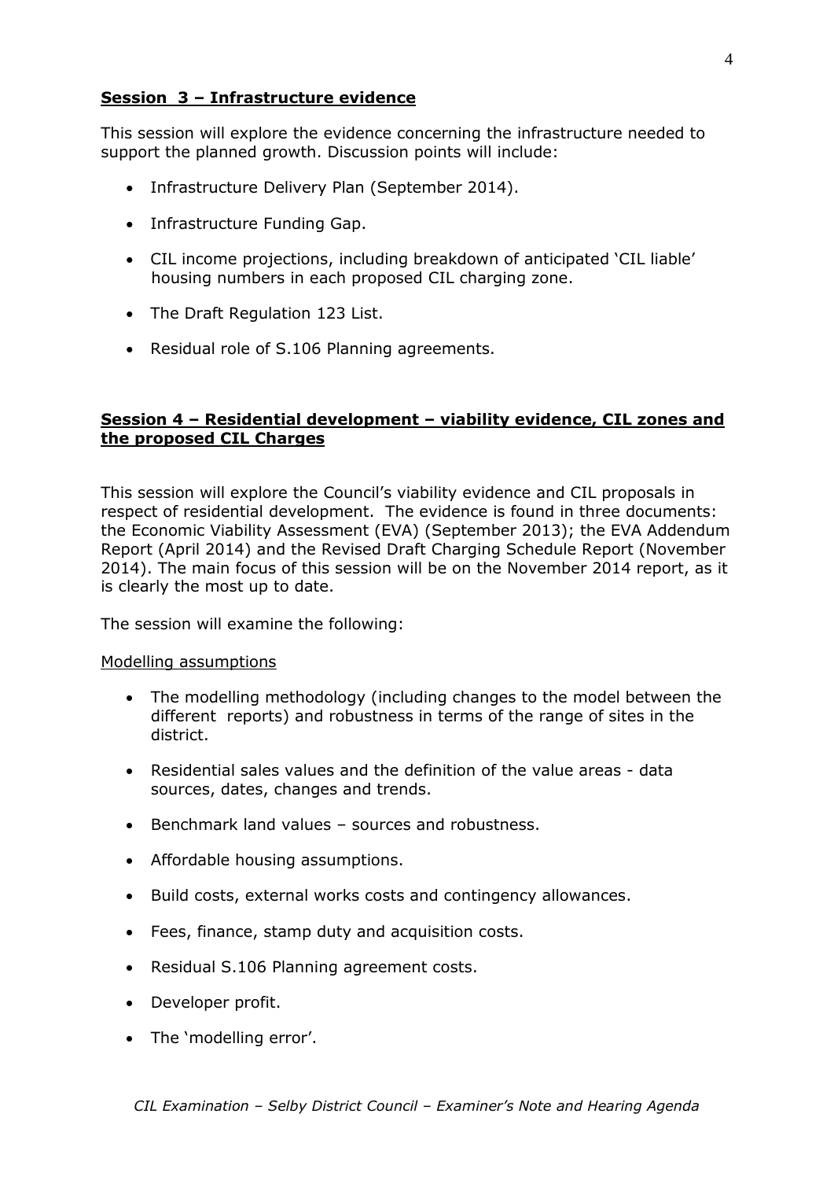## **Session 3 – Infrastructure evidence**

This session will explore the evidence concerning the infrastructure needed to support the planned growth. Discussion points will include:

- Infrastructure Delivery Plan (September 2014).
- Infrastructure Funding Gap.
- CIL income projections, including breakdown of anticipated 'CIL liable' housing numbers in each proposed CIL charging zone.
- The Draft Regulation 123 List.
- Residual role of S.106 Planning agreements.

## **Session 4 – Residential development – viability evidence, CIL zones and the proposed CIL Charges**

This session will explore the Council's viability evidence and CIL proposals in respect of residential development. The evidence is found in three documents: the Economic Viability Assessment (EVA) (September 2013); the EVA Addendum Report (April 2014) and the Revised Draft Charging Schedule Report (November 2014). The main focus of this session will be on the November 2014 report, as it is clearly the most up to date.

The session will examine the following:

Modelling assumptions

- The modelling methodology (including changes to the model between the different reports) and robustness in terms of the range of sites in the district.
- Residential sales values and the definition of the value areas - data sources, dates, changes and trends.
- Benchmark land values – sources and robustness.
- Affordable housing assumptions.
- Build costs, external works costs and contingency allowances.
- Fees, finance, stamp duty and acquisition costs.
- Residual S.106 Planning agreement costs.
- Developer profit.
- The 'modelling error'.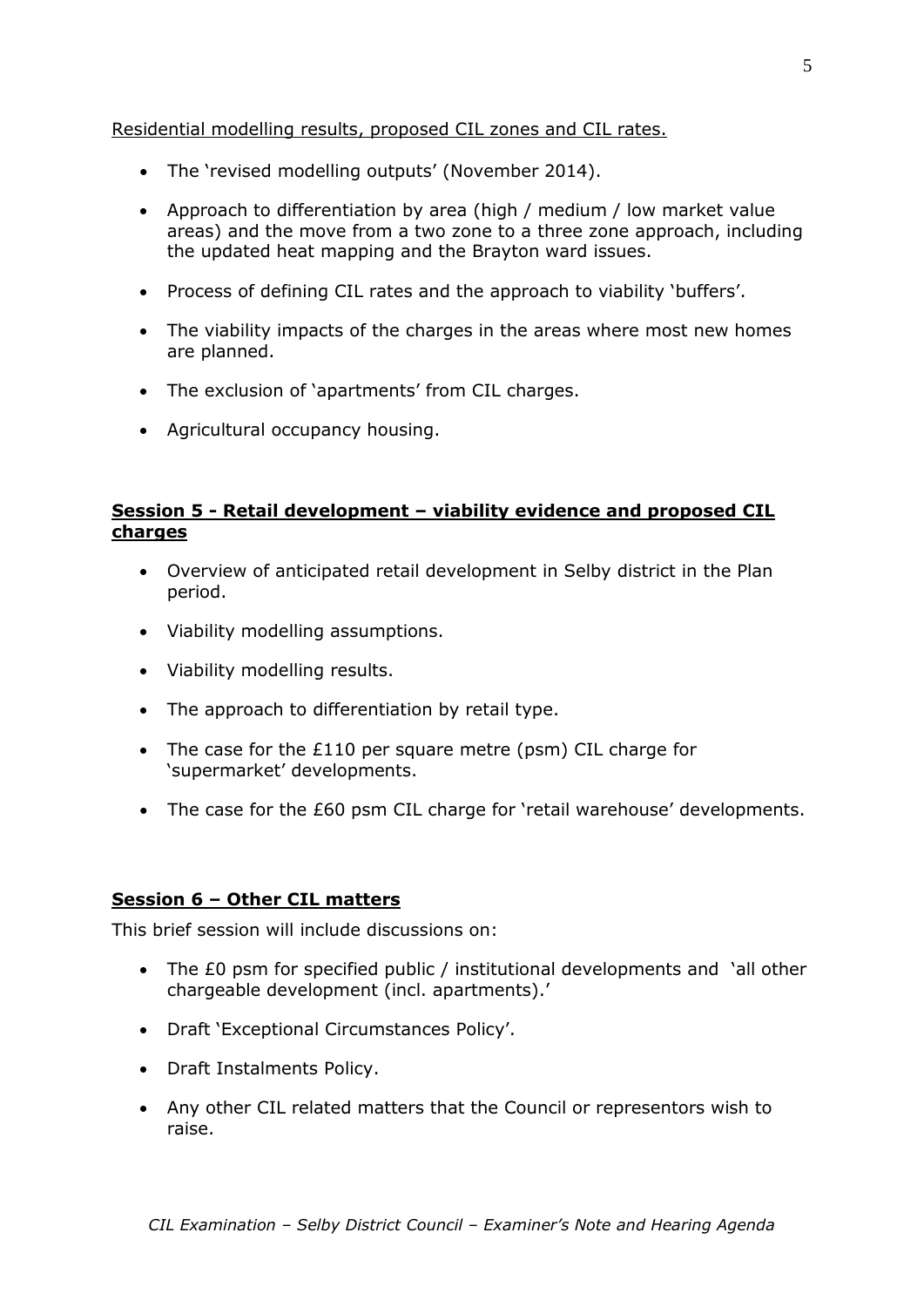Residential modelling results, proposed CIL zones and CIL rates.

- The 'revised modelling outputs' (November 2014).
- Approach to differentiation by area (high / medium / low market value areas) and the move from a two zone to a three zone approach, including the updated heat mapping and the Brayton ward issues.
- Process of defining CIL rates and the approach to viability 'buffers'.
- The viability impacts of the charges in the areas where most new homes are planned.
- The exclusion of 'apartments' from CIL charges.
- Agricultural occupancy housing.

**Session 5 - Retail development – viability evidence and proposed CIL charges**

- Overview of anticipated retail development in Selby district in the Plan period.
- Viability modelling assumptions.
- Viability modelling results.
- The approach to differentiation by retail type.
- The case for the £110 per square metre (psm) CIL charge for 'supermarket' developments.
- The case for the £60 psm CIL charge for 'retail warehouse' developments.

**Session 6 – Other CIL matters**

This brief session will include discussions on:

- The £0 psm for specified public / institutional developments and 'all other chargeable development (incl. apartments).'
- Draft 'Exceptional Circumstances Policy'.
- Draft Instalments Policy.
- Any other CIL related matters that the Council or representors wish to raise.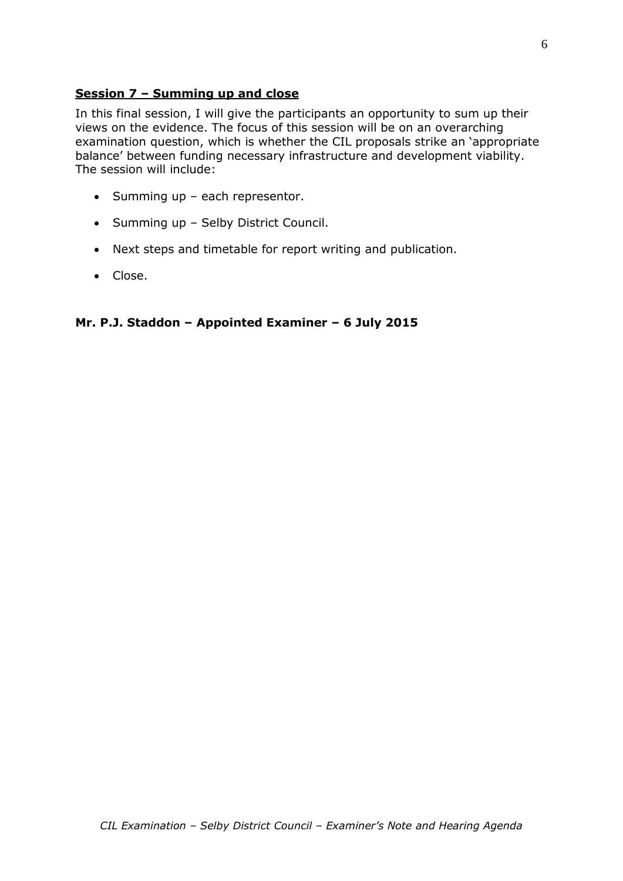**Session 7 – Summing up and close**

In this final session, I will give the participants an opportunity to sum up their views on the evidence. The focus of this session will be on an overarching examination question, which is whether the CIL proposals strike an 'appropriate balance' between funding necessary infrastructure and development viability. The session will include:

- Summing up – each representor.
- Summing up – Selby District Council.
- Next steps and timetable for report writing and publication.
- Close.

**Mr. P.J. Staddon – Appointed Examiner – 6 July 2015**